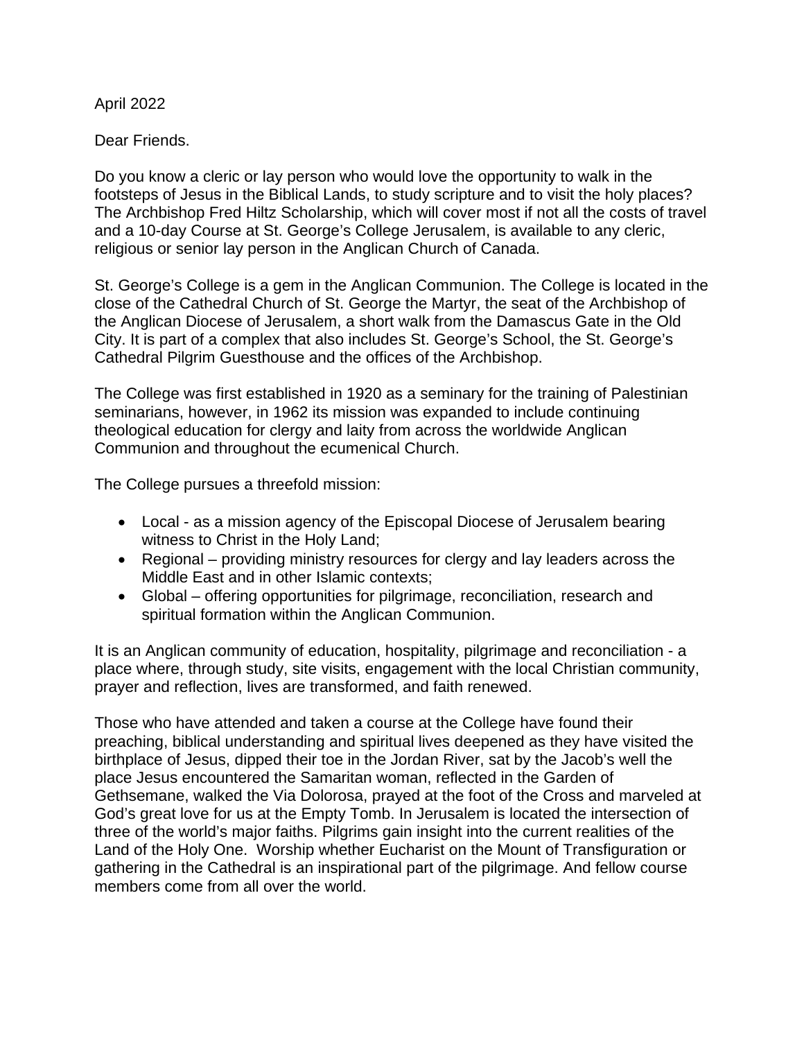April 2022

Dear Friends.

Do you know a cleric or lay person who would love the opportunity to walk in the footsteps of Jesus in the Biblical Lands, to study scripture and to visit the holy places? The Archbishop Fred Hiltz Scholarship, which will cover most if not all the costs of travel and a 10-day Course at St. George's College Jerusalem, is available to any cleric, religious or senior lay person in the Anglican Church of Canada.

St. George's College is a gem in the Anglican Communion. The College is located in the close of the Cathedral Church of St. George the Martyr, the seat of the Archbishop of the Anglican Diocese of Jerusalem, a short walk from the Damascus Gate in the Old City. It is part of a complex that also includes St. George's School, the St. George's Cathedral Pilgrim Guesthouse and the offices of the Archbishop.

The College was first established in 1920 as a seminary for the training of Palestinian seminarians, however, in 1962 its mission was expanded to include continuing theological education for clergy and laity from across the worldwide Anglican Communion and throughout the ecumenical Church.

The College pursues a threefold mission:

- Local - as a mission agency of the Episcopal Diocese of Jerusalem bearing witness to Christ in the Holy Land;
- Regional – providing ministry resources for clergy and lay leaders across the Middle East and in other Islamic contexts;
- Global – offering opportunities for pilgrimage, reconciliation, research and spiritual formation within the Anglican Communion.

It is an Anglican community of education, hospitality, pilgrimage and reconciliation - a place where, through study, site visits, engagement with the local Christian community, prayer and reflection, lives are transformed, and faith renewed.

Those who have attended and taken a course at the College have found their preaching, biblical understanding and spiritual lives deepened as they have visited the birthplace of Jesus, dipped their toe in the Jordan River, sat by the Jacob's well the place Jesus encountered the Samaritan woman, reflected in the Garden of Gethsemane, walked the Via Dolorosa, prayed at the foot of the Cross and marveled at God's great love for us at the Empty Tomb. In Jerusalem is located the intersection of three of the world's major faiths. Pilgrims gain insight into the current realities of the Land of the Holy One. Worship whether Eucharist on the Mount of Transfiguration or gathering in the Cathedral is an inspirational part of the pilgrimage. And fellow course members come from all over the world.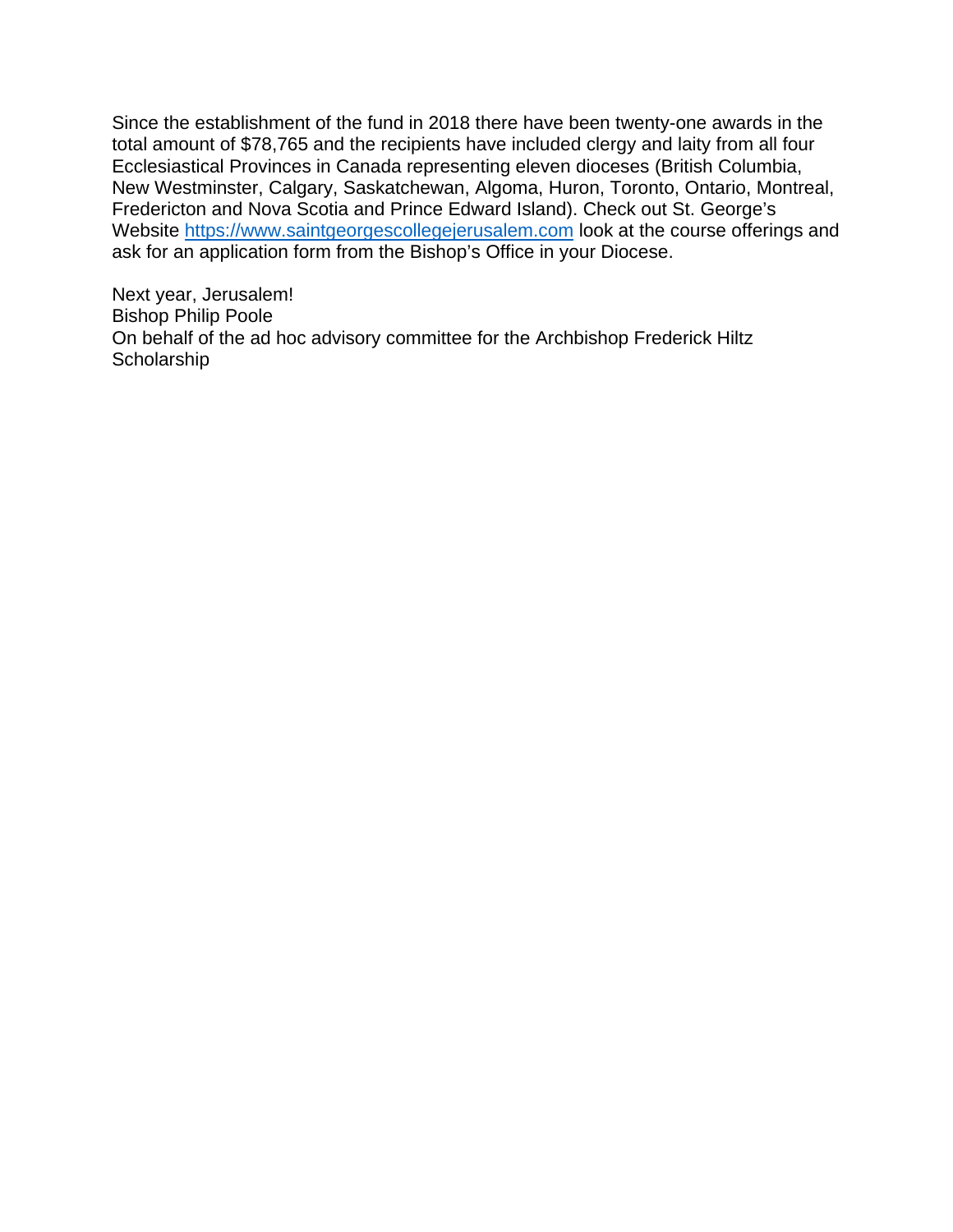Since the establishment of the fund in 2018 there have been twenty-one awards in the total amount of $78,765 and the recipients have included clergy and laity from all four Ecclesiastical Provinces in Canada representing eleven dioceses (British Columbia, New Westminster, Calgary, Saskatchewan, Algoma, Huron, Toronto, Ontario, Montreal, Fredericton and Nova Scotia and Prince Edward Island). Check out St. George's Website https://www.saintgeorgescollegejerusalem.com look at the course offerings and ask for an application form from the Bishop's Office in your Diocese.

Next year, Jerusalem!
Bishop Philip Poole
On behalf of the ad hoc advisory committee for the Archbishop Frederick Hiltz Scholarship